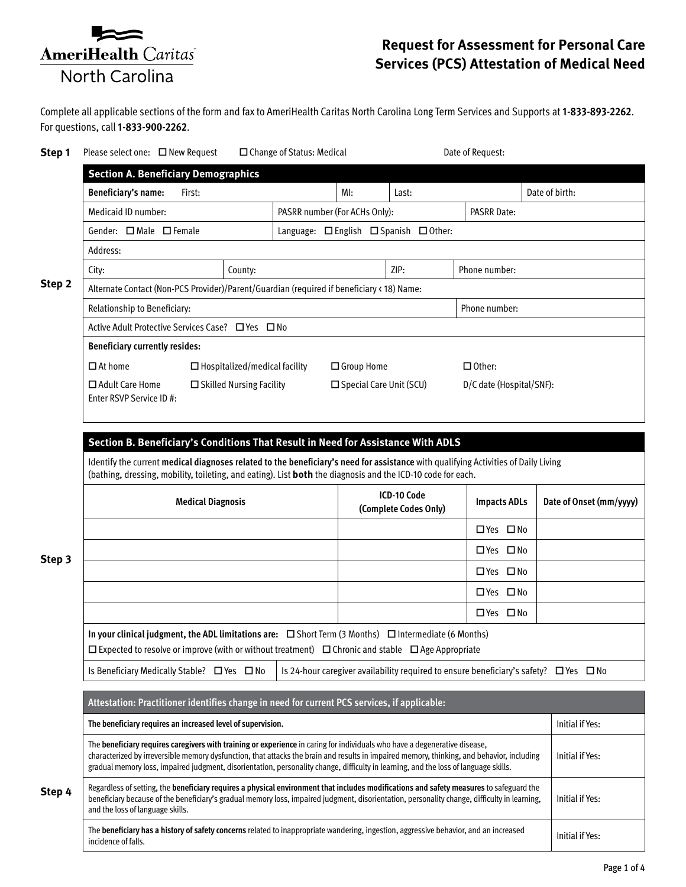AmeriHealth Caritas North Carolina

# Request for Assessment for Personal Care Services (PCS) Attestation of Medical Need

Complete all applicable sections of the form and fax to AmeriHealth Caritas North Carolina Long Term Services and Supports at **1-833-893-2262**. For questions, call **1-833-900-2262**.

**Step 1** Please select one: ☐ New Request ☐ Change of Status: Medical Date of Request:

**Step 2**

## Section A. Beneficiary Demographics

| **Beneficiary's name:** First: | MI: | Last: | Date of birth: |
|---|---|---|---|
| Medicaid ID number: | PASRR number (For ACHs Only): | PASRR Date: | |
| Gender: ☐ Male ☐ Female | Language: ☐ English ☐ Spanish ☐ Other: | | |
| Address: | | | |
| City: | County: | ZIP: | Phone number: |
| Alternate Contact (Non-PCS Provider)/Parent/Guardian (required if beneficiary < 18) Name: | | | |
| Relationship to Beneficiary: | | Phone number: | |
| Active Adult Protective Services Case? ☐ Yes ☐ No | | | |

**Beneficiary currently resides:**

☐ At home ☐ Hospitalized/medical facility ☐ Group Home ☐ Other:

☐ Adult Care Home ☐ Skilled Nursing Facility ☐ Special Care Unit (SCU) D/C date (Hospital/SNF):

Enter RSVP Service ID #:

**Step 3**

## Section B. Beneficiary's Conditions That Result in Need for Assistance With ADLS

Identify the current **medical diagnoses related to the beneficiary's need for assistance** with qualifying Activities of Daily Living (bathing, dressing, mobility, toileting, and eating). List **both** the diagnosis and the ICD-10 code for each.

| Medical Diagnosis | ICD-10 Code (Complete Codes Only) | Impacts ADLs | Date of Onset (mm/yyyy) |
|---|---|---|---|
| | | ☐ Yes ☐ No | |
| | | ☐ Yes ☐ No | |
| | | ☐ Yes ☐ No | |
| | | ☐ Yes ☐ No | |
| | | ☐ Yes ☐ No | |

**In your clinical judgment, the ADL limitations are:** ☐ Short Term (3 Months) ☐ Intermediate (6 Months)
☐ Expected to resolve or improve (with or without treatment) ☐ Chronic and stable ☐ Age Appropriate

Is Beneficiary Medically Stable? ☐ Yes ☐ No | Is 24-hour caregiver availability required to ensure beneficiary's safety? ☐ Yes ☐ No

**Step 4**

| Attestation: Practitioner identifies change in need for current PCS services, if applicable: | |
|---|---|
| **The beneficiary requires an increased level of supervision.** | Initial if Yes: |
| The **beneficiary requires caregivers with training or experience** in caring for individuals who have a degenerative disease, characterized by irreversible memory dysfunction, that attacks the brain and results in impaired memory, thinking, and behavior, including gradual memory loss, impaired judgment, disorientation, personality change, difficulty in learning, and the loss of language skills. | Initial if Yes: |
| Regardless of setting, the **beneficiary requires a physical environment that includes modifications and safety measures** to safeguard the beneficiary because of the beneficiary's gradual memory loss, impaired judgment, disorientation, personality change, difficulty in learning, and the loss of language skills. | Initial if Yes: |
| The **beneficiary has a history of safety concerns** related to inappropriate wandering, ingestion, aggressive behavior, and an increased incidence of falls. | Initial if Yes: |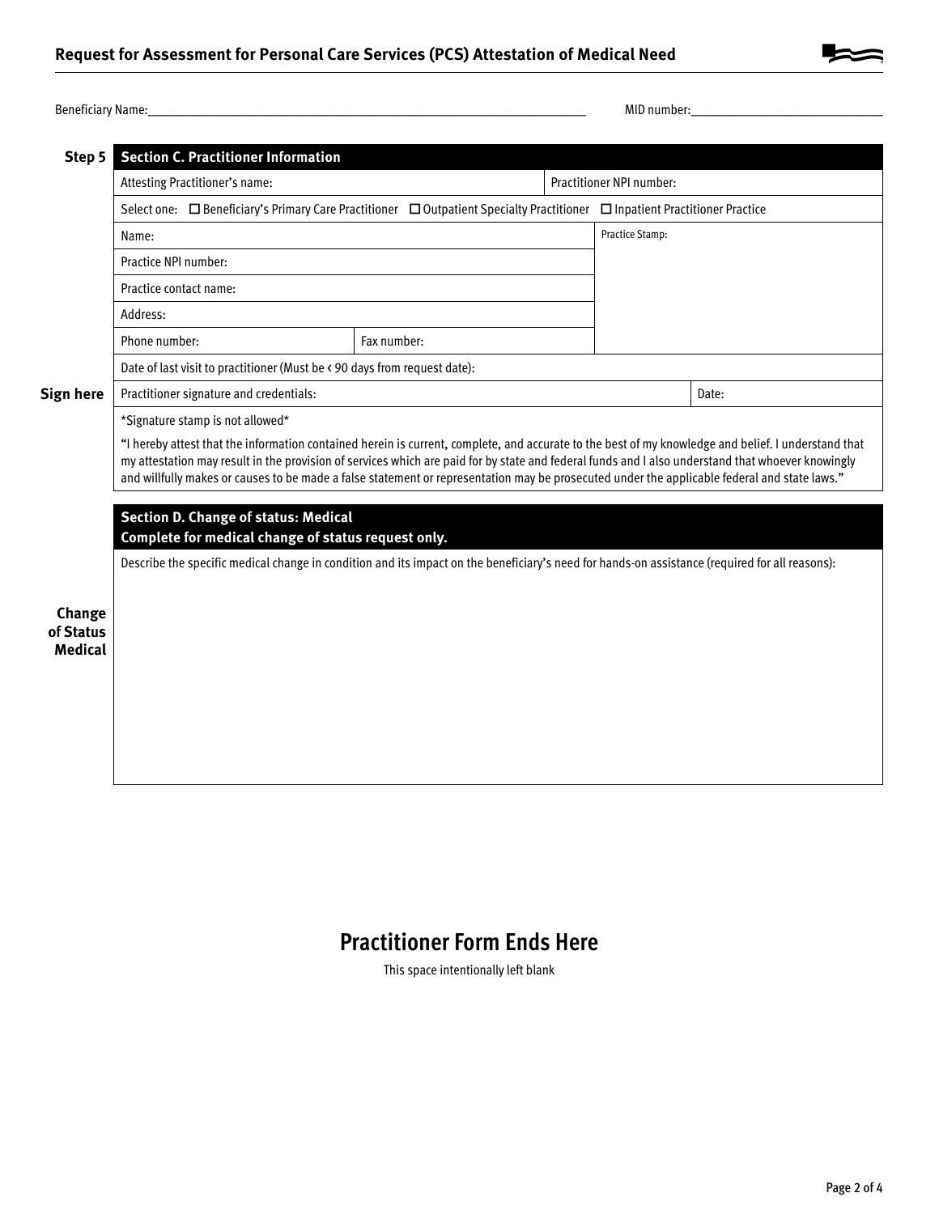Beneficiary Name:______________________________________________ MID number:______________________

**Step 5**

## Section C. Practitioner Information

| Attesting Practitioner's name: | | Practitioner NPI number: | |
|---|---|---|---|
| Select one: ☐ Beneficiary's Primary Care Practitioner ☐ Outpatient Specialty Practitioner ☐ Inpatient Practitioner Practice | | | |
| Name: | | Practice Stamp: | |
| Practice NPI number: | | | |
| Practice contact name: | | | |
| Address: | | | |
| Phone number: | Fax number: | | |
| Date of last visit to practitioner (Must be < 90 days from request date): | | | |
| Practitioner signature and credentials: | | | Date: |

**Sign here**

\*Signature stamp is not allowed\*

"I hereby attest that the information contained herein is current, complete, and accurate to the best of my knowledge and belief. I understand that my attestation may result in the provision of services which are paid for by state and federal funds and I also understand that whoever knowingly and willfully makes or causes to be made a false statement or representation may be prosecuted under the applicable federal and state laws."

## Section D. Change of status: Medical
**Complete for medical change of status request only.**

**Change of Status Medical**

Describe the specific medical change in condition and its impact on the beneficiary's need for hands-on assistance (required for all reasons):

# Practitioner Form Ends Here

This space intentionally left blank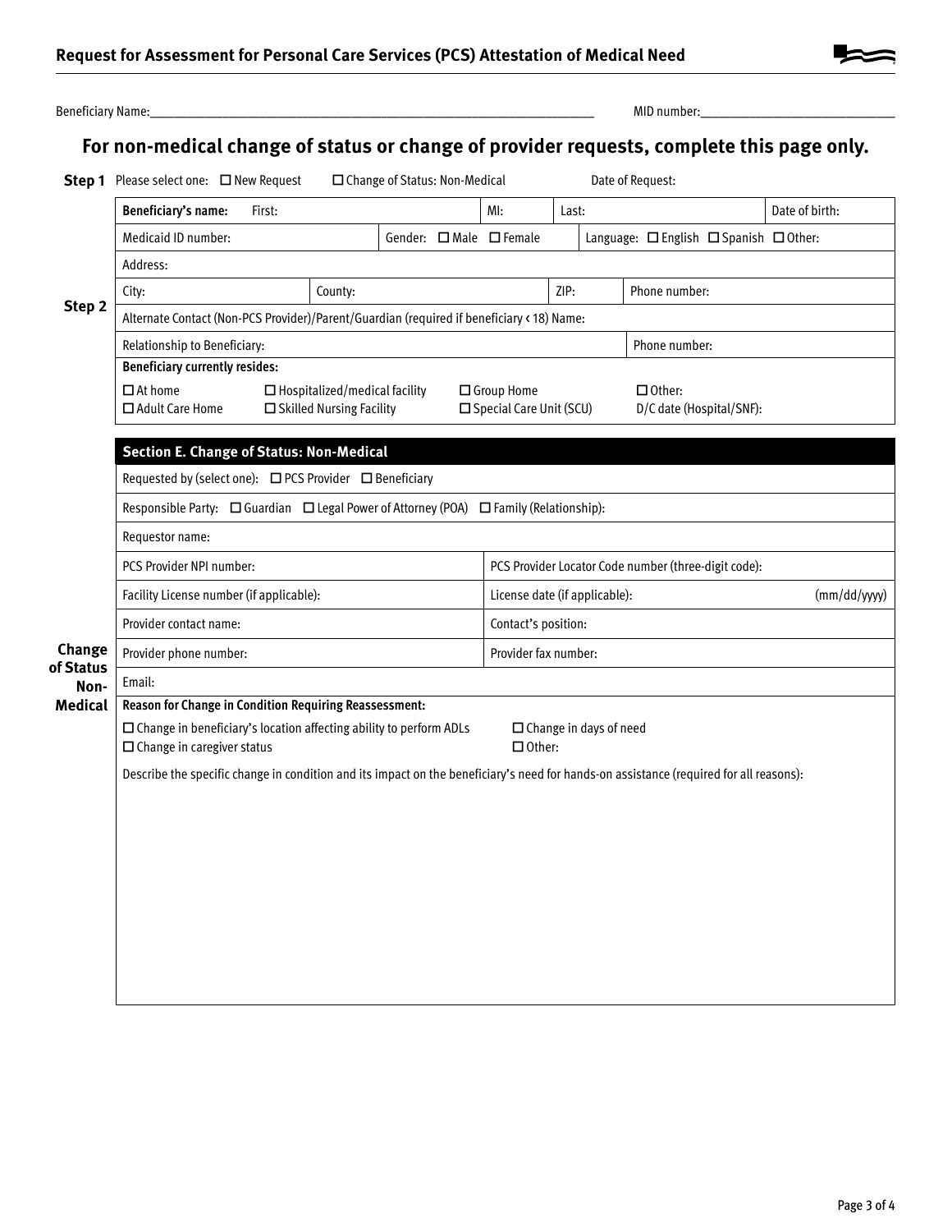## Request for Assessment for Personal Care Services (PCS) Attestation of Medical Need

Beneficiary Name:_________________________________________________________________ MID number:____________________________

## For non-medical change of status or change of provider requests, complete this page only.

**Step 1** Please select one: ☐ New Request ☐ Change of Status: Non-Medical Date of Request:

**Step 2**

| **Beneficiary's name:** First: | | MI: | Last: | Date of birth: |
|---|---|---|---|---|
| Medicaid ID number: | Gender: ☐ Male ☐ Female | | Language: ☐ English ☐ Spanish ☐ Other: | |
| Address: | | | | |
| City: | County: | ZIP: | Phone number: | |
| Alternate Contact (Non-PCS Provider)/Parent/Guardian (required if beneficiary ‹ 18) Name: | | | | |
| Relationship to Beneficiary: | | | Phone number: | |
| **Beneficiary currently resides:** ☐ At home ☐ Adult Care Home | ☐ Hospitalized/medical facility ☐ Skilled Nursing Facility | ☐ Group Home ☐ Special Care Unit (SCU) | ☐ Other: D/C date (Hospital/SNF): | |

**Change of Status Non-Medical**

| **Section E. Change of Status: Non-Medical** | |
|---|---|
| Requested by (select one): ☐ PCS Provider ☐ Beneficiary | |
| Responsible Party: ☐ Guardian ☐ Legal Power of Attorney (POA) ☐ Family (Relationship): | |
| Requestor name: | |
| PCS Provider NPI number: | PCS Provider Locator Code number (three-digit code): |
| Facility License number (if applicable): | License date (if applicable): (mm/dd/yyyy) |
| Provider contact name: | Contact's position: |
| Provider phone number: | Provider fax number: |
| Email: | |
| **Reason for Change in Condition Requiring Reassessment:** ☐ Change in beneficiary's location affecting ability to perform ADLs ☐ Change in caregiver status | ☐ Change in days of need ☐ Other: |
| Describe the specific change in condition and its impact on the beneficiary's need for hands-on assistance (required for all reasons): | |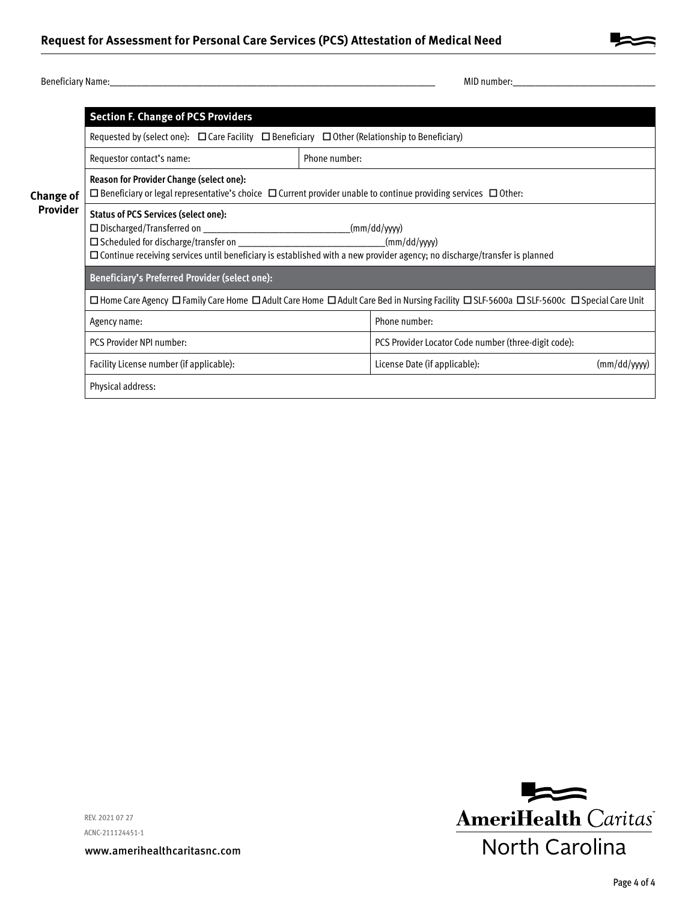Beneficiary Name:_______________________________________________ MID number:______________________

**Change of Provider**

| **Section F. Change of PCS Providers** | |
|---|---|
| Requested by (select one): ☐ Care Facility ☐ Beneficiary ☐ Other (Relationship to Beneficiary) | |
| Requestor contact's name: | Phone number: |
| **Reason for Provider Change (select one):** ☐ Beneficiary or legal representative's choice ☐ Current provider unable to continue providing services ☐ Other: | |
| **Status of PCS Services (select one):** ☐ Discharged/Transferred on ______________________(mm/dd/yyyy) ☐ Scheduled for discharge/transfer on ______________________(mm/dd/yyyy) ☐ Continue receiving services until beneficiary is established with a new provider agency; no discharge/transfer is planned | |
| **Beneficiary's Preferred Provider (select one):** | |
| ☐ Home Care Agency ☐ Family Care Home ☐ Adult Care Home ☐ Adult Care Bed in Nursing Facility ☐ SLF-5600a ☐ SLF-5600c ☐ Special Care Unit | |
| Agency name: | Phone number: |
| PCS Provider NPI number: | PCS Provider Locator Code number (three-digit code): |
| Facility License number (if applicable): | License Date (if applicable): (mm/dd/yyyy) |
| Physical address: | |

REV. 2021 07 27

ACNC-211124451-1

www.amerihealthcaritasnc.com

AmeriHealth Caritas North Carolina